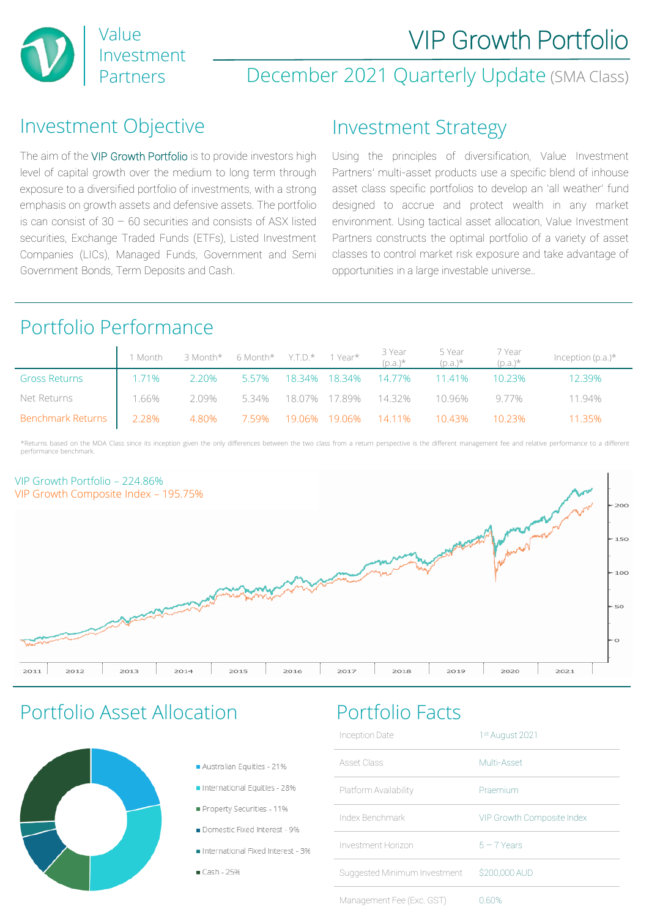# VIP Growth Portfolio

Value Investment Partners

## December 2021 Quarterly Update (SMA Class)

## Investment Objective

The aim of the VIP Growth Portfolio is to provide investors high level of capital growth over the medium to long term through exposure to a diversified portfolio of investments, with a strong emphasis on growth assets and defensive assets. The portfolio is can consist of 30 – 60 securities and consists of ASX listed securities, Exchange Traded Funds (ETFs), Listed Investment Companies (LICs), Managed Funds, Government and Semi Government Bonds, Term Deposits and Cash.

## Investment Strategy

Using the principles of diversification, Value Investment Partners' multi-asset products use a specific blend of inhouse asset class specific portfolios to develop an 'all weather' fund designed to accrue and protect wealth in any market environment. Using tactical asset allocation, Value Investment Partners constructs the optimal portfolio of a variety of asset classes to control market risk exposure and take advantage of opportunities in a large investable universe..

## Portfolio Performance

| | 1 Month | 3 Month* | 6 Month* | Y.T.D.* | 1 Year* | 3 Year (p.a.)* | 5 Year (p.a.)* | 7 Year (p.a.)* | Inception (p.a.)* |
|---|---|---|---|---|---|---|---|---|---|
| Gross Returns | 1.71% | 2.20% | 5.57% | 18.34% | 18.34% | 14.77% | 11.41% | 10.23% | 12.39% |
| Net Returns | 1.66% | 2.09% | 5.34% | 18.07% | 17.89% | 14.32% | 10.96% | 9.77% | 11.94% |
| Benchmark Returns | 2.28% | 4.80% | 7.59% | 19.06% | 19.06% | 14.11% | 10.43% | 10.23% | 11.35% |

*Returns based on the MDA Class since its inception given the only differences between the two class from a return perspective is the different management fee and relative performance to a different performance benchmark.

VIP Growth Portfolio – 224.86%
VIP Growth Composite Index – 195.75%

## Portfolio Asset Allocation

- Australian Equities - 21%
- International Equities - 28%
- Property Securities - 11%
- Domestic Fixed Interest - 9%
- International Fixed Interest - 3%
- Cash - 25%

## Portfolio Facts

| | |
|---|---|
| Inception Date | 1st August 2021 |
| Asset Class | Multi-Asset |
| Platform Availability | Praemium |
| Index Benchmark | VIP Growth Composite Index |
| Investment Horizon | 5 – 7 Years |
| Suggested Minimum Investment | $200,000 AUD |
| Management Fee (Exc. GST) | 0.60% |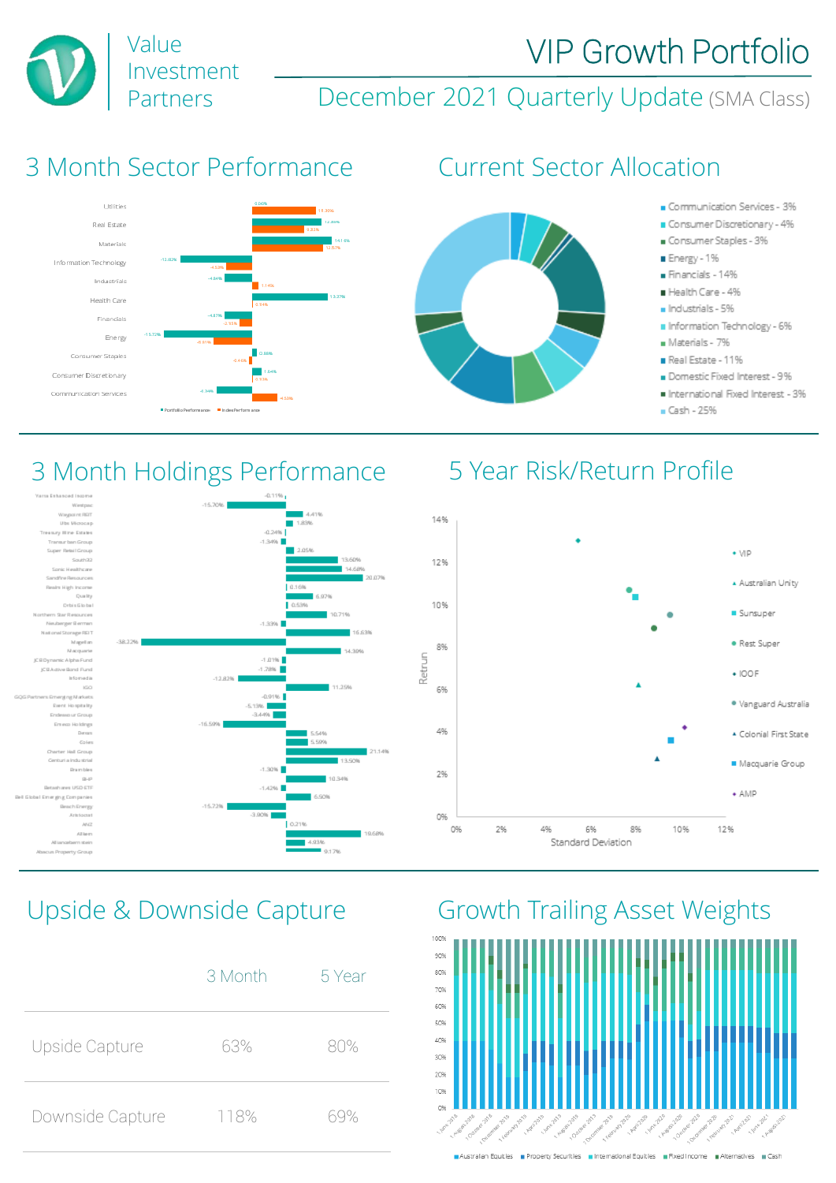# Value Investment Partners

# VIP Growth Portfolio

## December 2021 Quarterly Update (SMA Class)

## 3 Month Sector Performance

| Sector | Portfolio Performance | Index Performance |
|---|---|---|
| Utilities | 0.00% | 13.36% |
| Real Estate | 14.89% | 11.32% |
| Materials | 14.18% | 12.91% |
| Information Technology | -12.02% | -4.53% |
| Industrials | -4.84% | 1.14% |
| Health Care | 13.37% | 0.14% |
| Financials | -4.67% | -2.15% |
| Energy | -15.72% | -6.61% |
| Consumer Staples | 0.88% | -0.44% |
| Consumer Discretionary | 1.64% | 0.13% |
| Communication Services | -6.34% | 4.53% |

## Current Sector Allocation

- Communication Services - 3%
- Consumer Discretionary - 4%
- Consumer Staples - 3%
- Energy - 1%
- Financials - 14%
- Health Care - 4%
- Industrials - 5%
- Information Technology - 6%
- Materials - 7%
- Real Estate - 11%
- Domestic Fixed Interest - 9%
- International Fixed Interest - 3%
- Cash - 25%

## 3 Month Holdings Performance

| Holding | Performance |
|---|---|
| Yarra Enhanced Income | -0.11% |
| Westpac | -15.70% |
| Waypoint REIT | 4.41% |
| Ute Motocap | 1.83% |
| Treasury Wine Estates | -0.24% |
| Transurban Group | -1.34% |
| Super Retail Group | 2.05% |
| South32 | 13.60% |
| Sonic Healthcare | 14.68% |
| Sandfire Resources | 20.07% |
| Realm High Income | 0.16% |
| Qualitas | 6.97% |
| Orbis Global | 0.53% |
| Northern Star Resources | 10.71% |
| Neuberger Berman | -1.33% |
| National Storage REIT | 16.63% |
| Magellan | -38.22% |
| Macquarie | 14.30% |
| JCB Dynamic Alpha Fund | -1.01% |
| JCB Active Bond Fund | -1.78% |
| Infomedia | -12.82% |
| IGO | 11.25% |
| GQG Partners Emerging Markets | -0.91% |
| Event Hospitality | -5.15% |
| Endeavour Group | -3.44% |
| Eroaco Holdings | -16.59% |
| Dexus | 5.54% |
| Coles | 5.59% |
| Charter Hall Group | 21.14% |
| Centuria Industrial | 13.50% |
| Brambles | -1.30% |
| BHP | 10.34% |
| Betashares USD ETF | -1.42% |
| Bell Global Emerging Companies | 6.50% |
| Beach Energy | -15.72% |
| Aristocrat | -3.90% |
| ANZ | 0.21% |
| Altium | 19.68% |
| Allianz/Bernstein | 4.93% |
| Abacus Property Group | 9.17% |

## 5 Year Risk/Return Profile

| Fund | Standard Deviation (approx.) | Return (approx.) |
|---|---|---|
| VIP | 5.5% | 13% |
| Australian Unity | 8% | 6.3% |
| Sunsuper | 8% | 10.4% |
| Rest Super | 7.8% | 10.7% |
| IOOF | 9% | 2.8% |
| Vanguard Australia | 9.9% | 9.6% |
| Colonial First State | 8.8% | 8.9% |
| Macquarie Group | 9.7% | 3.7% |
| AMP | 10.8% | 4.2% |

## Upside & Downside Capture

| | 3 Month | 5 Year |
|---|---|---|
| Upside Capture | 63% | 80% |
| Downside Capture | 118% | 69% |

## Growth Trailing Asset Weights

Legend: Australian Equities, Property Securities, International Equities, Fixed Income, Alternatives, Cash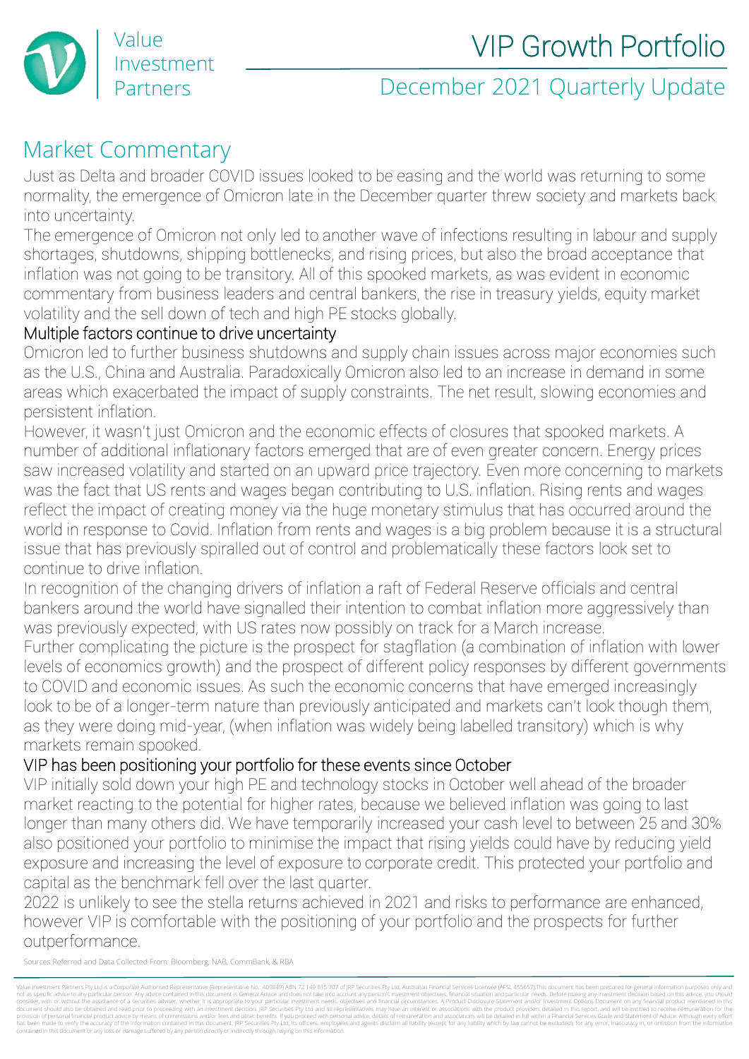# VIP Growth Portfolio

## December 2021 Quarterly Update

## Market Commentary

Just as Delta and broader COVID issues looked to be easing and the world was returning to some normality, the emergence of Omicron late in the December quarter threw society and markets back into uncertainty.

The emergence of Omicron not only led to another wave of infections resulting in labour and supply shortages, shutdowns, shipping bottlenecks, and rising prices, but also the broad acceptance that inflation was not going to be transitory. All of this spooked markets, as was evident in economic commentary from business leaders and central bankers, the rise in treasury yields, equity market volatility and the sell down of tech and high PE stocks globally.

### Multiple factors continue to drive uncertainty

Omicron led to further business shutdowns and supply chain issues across major economies such as the U.S., China and Australia. Paradoxically Omicron also led to an increase in demand in some areas which exacerbated the impact of supply constraints. The net result, slowing economies and persistent inflation.

However, it wasn't just Omicron and the economic effects of closures that spooked markets. A number of additional inflationary factors emerged that are of even greater concern. Energy prices saw increased volatility and started on an upward price trajectory. Even more concerning to markets was the fact that US rents and wages began contributing to U.S. inflation. Rising rents and wages reflect the impact of creating money via the huge monetary stimulus that has occurred around the world in response to Covid. Inflation from rents and wages is a big problem because it is a structural issue that has previously spiralled out of control and problematically these factors look set to continue to drive inflation.

In recognition of the changing drivers of inflation a raft of Federal Reserve officials and central bankers around the world have signalled their intention to combat inflation more aggressively than was previously expected, with US rates now possibly on track for a March increase.

Further complicating the picture is the prospect for stagflation (a combination of inflation with lower levels of economics growth) and the prospect of different policy responses by different governments to COVID and economic issues. As such the economic concerns that have emerged increasingly look to be of a longer-term nature than previously anticipated and markets can't look though them, as they were doing mid-year, (when inflation was widely being labelled transitory) which is why markets remain spooked.

### VIP has been positioning your portfolio for these events since October

VIP initially sold down your high PE and technology stocks in October well ahead of the broader market reacting to the potential for higher rates, because we believed inflation was going to last longer than many others did. We have temporarily increased your cash level to between 25 and 30% also positioned your portfolio to minimise the impact that rising yields could have by reducing yield exposure and increasing the level of exposure to corporate credit. This protected your portfolio and capital as the benchmark fell over the last quarter.

2022 is unlikely to see the stella returns achieved in 2021 and risks to performance are enhanced, however VIP is comfortable with the positioning of your portfolio and the prospects for further outperformance.

Sources Referred and Data Collected From: Bloomberg, NAB, CommBank, & RBA

Value Investment Partners Pty Ltd is a Corporate Authorised Representative (Representative No.: 409849) ABN 72 149 815 707 of JRP Securities Pty Ltd, Australian Financial Services Licensee (AFSL 455657).This document has been prepared for general information purposes only and not as specific advice to any particular person. Any advice contained in this document is General Advice and does not take into account any person's investment objectives, financial situation and particular needs. Before making any investment decision based on this advice, you should consider, with or without the assistance of a securities adviser, whether it is appropriate to your particular investment needs, objectives and financial circumstances. A Product Disclosure Statement and/or Investment Options Document on any financial product mentioned in this document should also be obtained and read prior to proceeding with an investment decision. JRP Securities Pty Ltd and its representatives may have an interest or associations with the product providers detailed in this report, and will be entitled to receive remuneration for the provision of personal financial product advice by means of commissions and/or fees and other benefits. If you proceed with personal advice, details of remuneration and associations will be detailed in full within a Financial Services Guide and Statement of Advice. Although every effort has been made to verify the accuracy of the information contained in this document, JRP Securities Pty Ltd, its officers, employees and agents disclaim all liability (except for any liability which by law cannot be excluded), for any error, inaccuracy in, or omission from the information contained in this document or any loss or damage suffered by any person directly or indirectly through relying on this information.